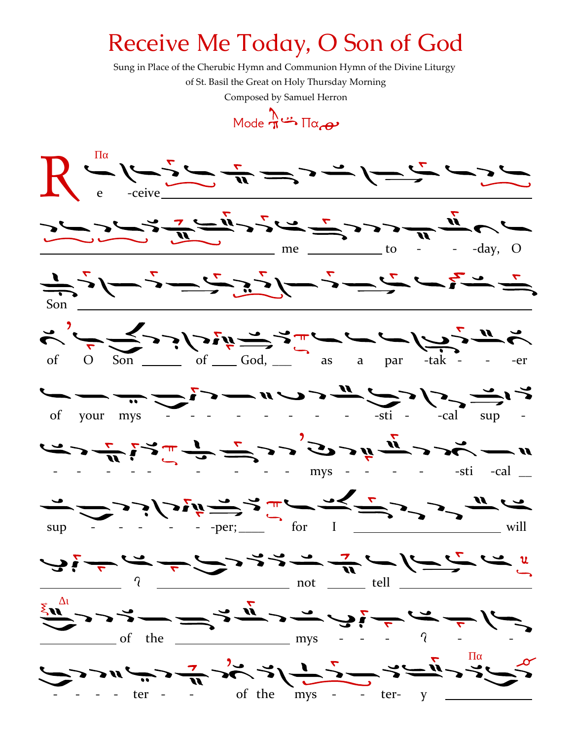# Receive Me Today, O Son of God

Sung in Place of the Cherubic Hymn and Communion Hymn of the Divine Liturgy of St. Basil the Great on Holy Thursday Morning

Composed by Samuel Herron

Mode Πα

Πα

Re -ceive me to - - -day, O

Son

of O Son of God, as a par -tak - - -er

of your mys - - - - - - - - - -sti - -cal sup -

- - - - - - - - - mys - - - - - -sti -cal

sup - - - - - -per; for I will

not tell

Δι

of the mys - - - - -

- - - - ter - - of the mys - - ter- y

Πα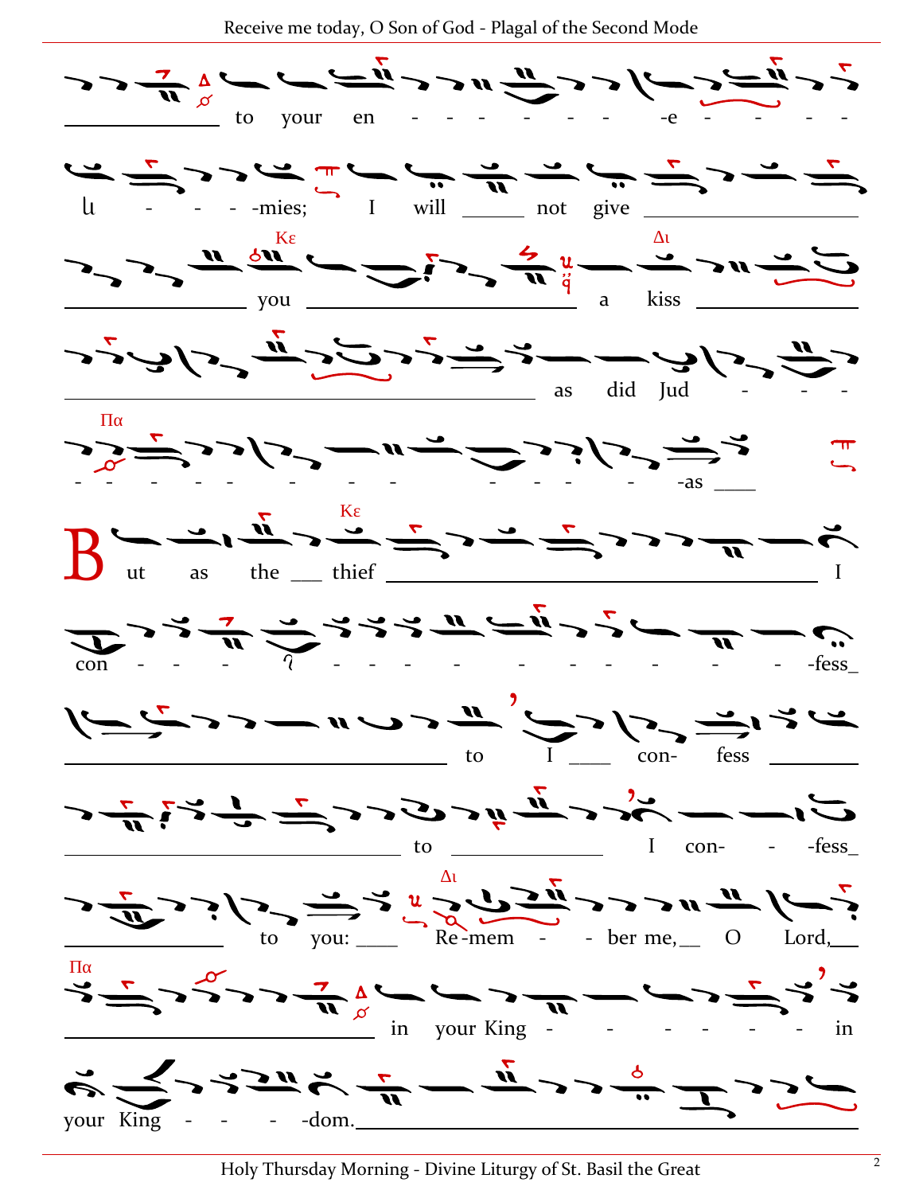to your en - - - - - - - -e - - - -

u - - - -mies; I will not give

Κε you Δι a kiss

as did Jud - - -

Πα - - - - - - - - - - - - - - -as

Κε But as the thief I

con - - - - - - - - - - - - - - -fess

to I con- fess

to I con- - -fess

Δι to you: Re-mem - - ber me, O Lord,

Πα in your King - - - - - - in

your King - - - -dom.